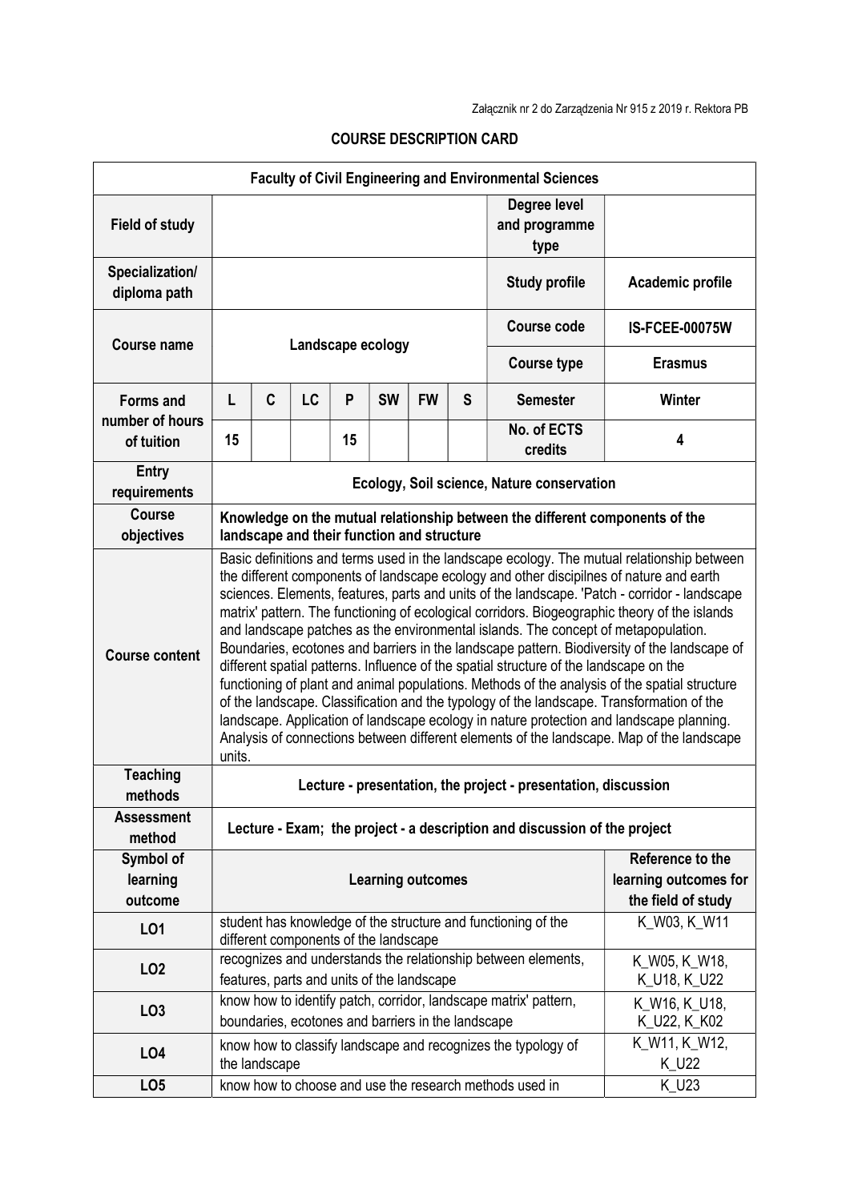Załącznik nr 2 do Zarządzenia Nr 915 z 2019 r. Rektora PB

## COURSE DESCRIPTION CARD

| Faculty of Civil Engineering and Environmental Sciences | | | | | | | | | |
|---|---|---|---|---|---|---|---|---|---|
| **Field of study** | | | | | | | | **Degree level and programme type** | |
| **Specialization/ diploma path** | | | | | | | | **Study profile** | **Academic profile** |
| **Course name** | **Landscape ecology** | | | | | | | **Course code** | **IS-FCEE-00075W** |
| | | | | | | | | **Course type** | **Erasmus** |
| **Forms and number of hours of tuition** | **L** | **C** | **LC** | **P** | **SW** | **FW** | **S** | **Semester** | **Winter** |
| | **15** | | | **15** | | | | **No. of ECTS credits** | **4** |
| **Entry requirements** | **Ecology, Soil science, Nature conservation** | | | | | | | | |
| **Course objectives** | **Knowledge on the mutual relationship between the different components of the landscape and their function and structure** | | | | | | | | |
| **Course content** | Basic definitions and terms used in the landscape ecology. The mutual relationship between the different components of landscape ecology and other discipilnes of nature and earth sciences. Elements, features, parts and units of the landscape. 'Patch - corridor - landscape matrix' pattern. The functioning of ecological corridors. Biogeographic theory of the islands and landscape patches as the environmental islands. The concept of metapopulation. Boundaries, ecotones and barriers in the landscape pattern. Biodiversity of the landscape of different spatial patterns. Influence of the spatial structure of the landscape on the functioning of plant and animal populations. Methods of the analysis of the spatial structure of the landscape. Classification and the typology of the landscape. Transformation of the landscape. Application of landscape ecology in nature protection and landscape planning. Analysis of connections between different elements of the landscape. Map of the landscape units. | | | | | | | | |
| **Teaching methods** | **Lecture - presentation, the project - presentation, discussion** | | | | | | | | |
| **Assessment method** | **Lecture - Exam; the project - a description and discussion of the project** | | | | | | | | |
| **Symbol of learning outcome** | **Learning outcomes** | | | | | | | | **Reference to the learning outcomes for the field of study** |
| **LO1** | student has knowledge of the structure and functioning of the different components of the landscape | | | | | | | | K_W03, K_W11 |
| **LO2** | recognizes and understands the relationship between elements, features, parts and units of the landscape | | | | | | | | K_W05, K_W18, K_U18, K_U22 |
| **LO3** | know how to identify patch, corridor, landscape matrix' pattern, boundaries, ecotones and barriers in the landscape | | | | | | | | K_W16, K_U18, K_U22, K_K02 |
| **LO4** | know how to classify landscape and recognizes the typology of the landscape | | | | | | | | K_W11, K_W12, K_U22 |
| **LO5** | know how to choose and use the research methods used in | | | | | | | | K_U23 |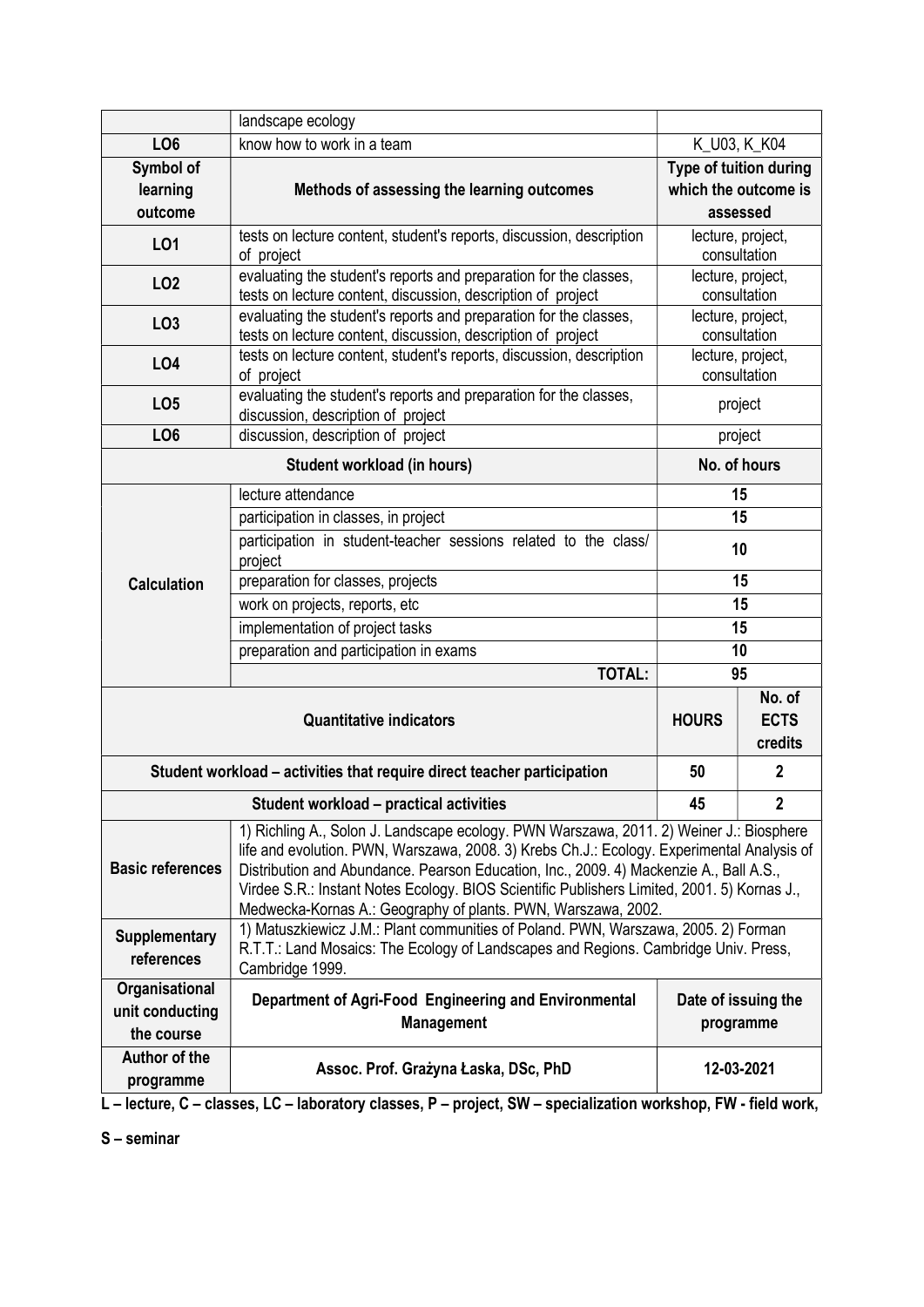| | | |
|---|---|---|
| | landscape ecology | |
| **LO6** | know how to work in a team | K_U03, K_K04 |
| **Symbol of learning outcome** | **Methods of assessing the learning outcomes** | **Type of tuition during which the outcome is assessed** |
| **LO1** | tests on lecture content, student's reports, discussion, description of project | lecture, project, consultation |
| **LO2** | evaluating the student's reports and preparation for the classes, tests on lecture content, discussion, description of project | lecture, project, consultation |
| **LO3** | evaluating the student's reports and preparation for the classes, tests on lecture content, discussion, description of project | lecture, project, consultation |
| **LO4** | tests on lecture content, student's reports, discussion, description of project | lecture, project, consultation |
| **LO5** | evaluating the student's reports and preparation for the classes, discussion, description of project | project |
| **LO6** | discussion, description of project | project |

| | | | |
|---|---|---|---|
| **Student workload (in hours)** | | **No. of hours** | |
| **Calculation** | lecture attendance | 15 | |
| | participation in classes, in project | 15 | |
| | participation in student-teacher sessions related to the class/ project | 10 | |
| | preparation for classes, projects | 15 | |
| | work on projects, reports, etc | 15 | |
| | implementation of project tasks | 15 | |
| | preparation and participation in exams | 10 | |
| | **TOTAL:** | 95 | |
| **Quantitative indicators** | | **HOURS** | **No. of ECTS credits** |
| **Student workload – activities that require direct teacher participation** | | 50 | 2 |
| **Student workload – practical activities** | | 45 | 2 |

| | | |
|---|---|---|
| **Basic references** | 1) Richling A., Solon J. Landscape ecology. PWN Warszawa, 2011. 2) Weiner J.: Biosphere life and evolution. PWN, Warszawa, 2008. 3) Krebs Ch.J.: Ecology. Experimental Analysis of Distribution and Abundance. Pearson Education, Inc., 2009. 4) Mackenzie A., Ball A.S., Virdee S.R.: Instant Notes Ecology. BIOS Scientific Publishers Limited, 2001. 5) Kornas J., Medwecka-Kornas A.: Geography of plants. PWN, Warszawa, 2002. | |
| **Supplementary references** | 1) Matuszkiewicz J.M.: Plant communities of Poland. PWN, Warszawa, 2005. 2) Forman R.T.T.: Land Mosaics: The Ecology of Landscapes and Regions. Cambridge Univ. Press, Cambridge 1999. | |
| **Organisational unit conducting the course** | **Department of Agri-Food Engineering and Environmental Management** | **Date of issuing the programme** |
| **Author of the programme** | **Assoc. Prof. Grażyna Łaska, DSc, PhD** | **12-03-2021** |

**L – lecture, C – classes, LC – laboratory classes, P – project, SW – specialization workshop, FW - field work, S – seminar**